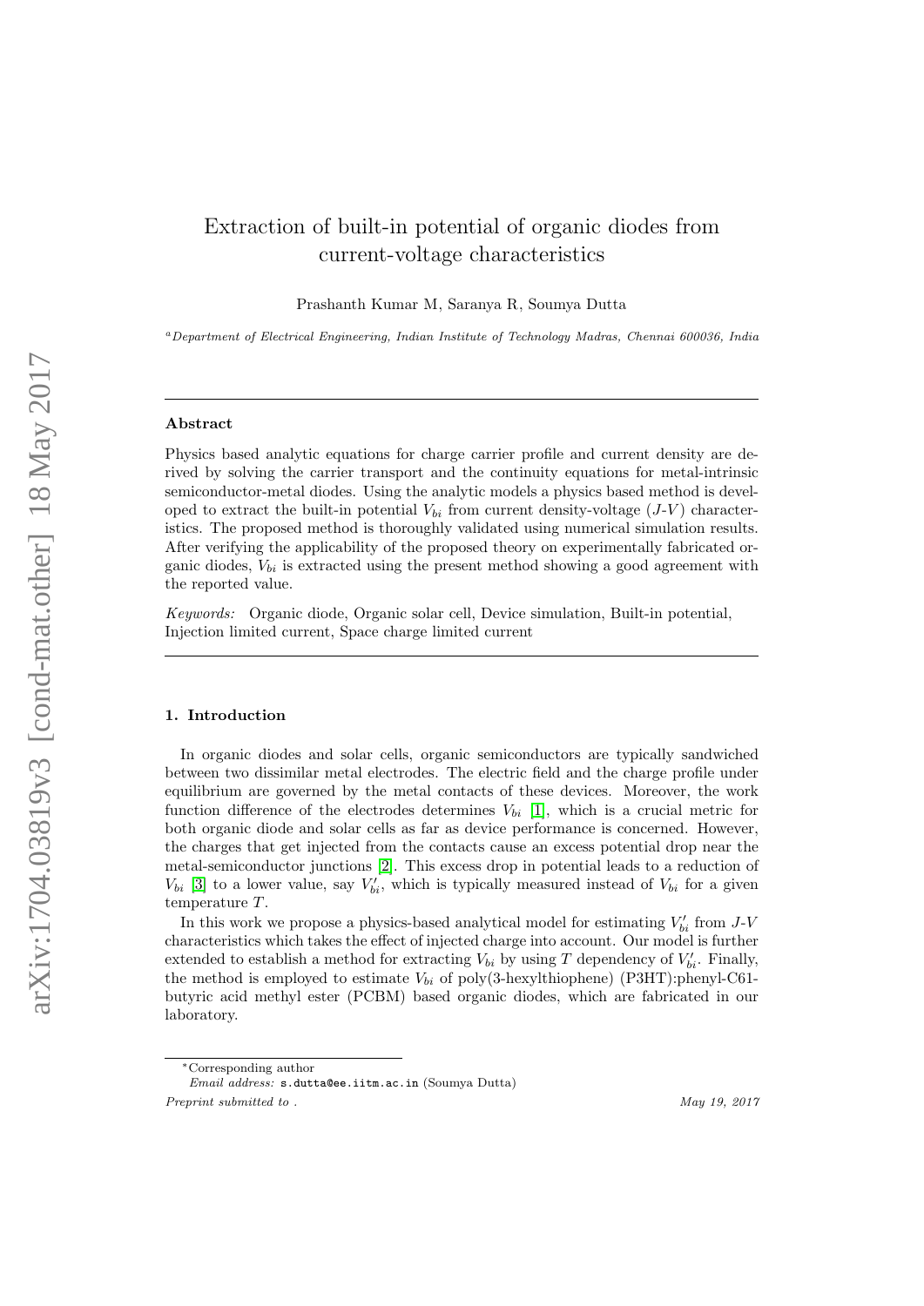# Extraction of built-in potential of organic diodes from current-voltage characteristics

Prashanth Kumar M, Saranya R, Soumya Dutta

[a]Department of Electrical Engineering, Indian Institute of Technology Madras, Chennai 600036, India

---

## Abstract

Physics based analytic equations for charge carrier profile and current density are derived by solving the carrier transport and the continuity equations for metal-intrinsic semiconductor-metal diodes. Using the analytic models a physics based method is developed to extract the built-in potential $V_{bi}$ from current density-voltage ($J$-$V$) characteristics. The proposed method is thoroughly validated using numerical simulation results. After verifying the applicability of the proposed theory on experimentally fabricated organic diodes, $V_{bi}$ is extracted using the present method showing a good agreement with the reported value.

*Keywords:* Organic diode, Organic solar cell, Device simulation, Built-in potential, Injection limited current, Space charge limited current

---

### 1. Introduction

In organic diodes and solar cells, organic semiconductors are typically sandwiched between two dissimilar metal electrodes. The electric field and the charge profile under equilibrium are governed by the metal contacts of these devices. Moreover, the work function difference of the electrodes determines $V_{bi}$ [1], which is a crucial metric for both organic diode and solar cells as far as device performance is concerned. However, the charges that get injected from the contacts cause an excess potential drop near the metal-semiconductor junctions [2]. This excess drop in potential leads to a reduction of $V_{bi}$ [3] to a lower value, say $V'_{bi}$, which is typically measured instead of $V_{bi}$ for a given temperature $T$.

In this work we propose a physics-based analytical model for estimating $V'_{bi}$ from $J$-$V$ characteristics which takes the effect of injected charge into account. Our model is further extended to establish a method for extracting $V_{bi}$ by using $T$ dependency of $V'_{bi}$. Finally, the method is employed to estimate $V_{bi}$ of poly(3-hexylthiophene) (P3HT):phenyl-C61-butyric acid methyl ester (PCBM) based organic diodes, which are fabricated in our laboratory.

*Corresponding author

*Email address:* s.dutta@ee.iitm.ac.in (Soumya Dutta)

*Preprint submitted to .* May 19, 2017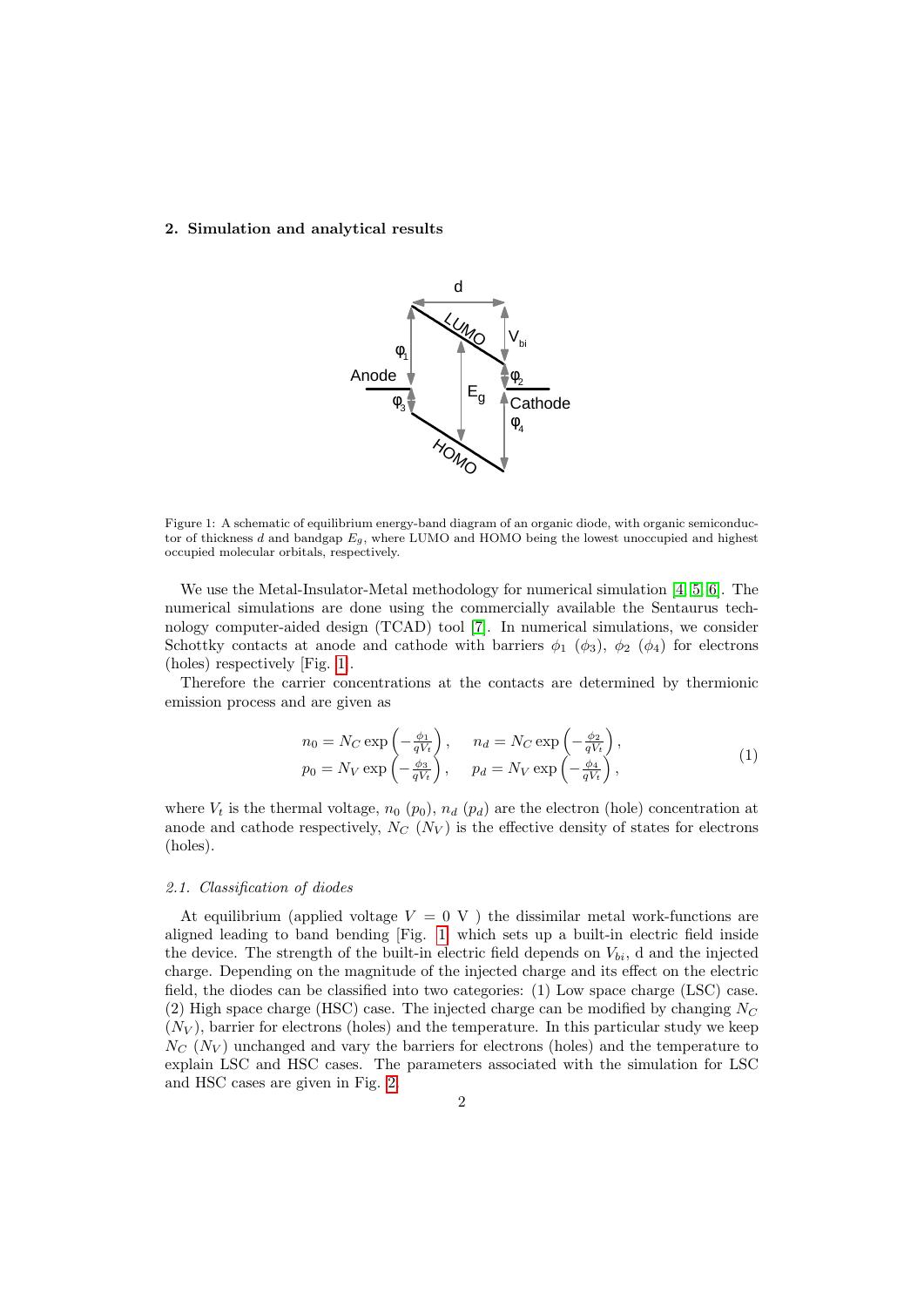## 2. Simulation and analytical results

Figure 1: A schematic of equilibrium energy-band diagram of an organic diode, with organic semiconductor of thickness $d$ and bandgap $E_g$, where LUMO and HOMO being the lowest unoccupied and highest occupied molecular orbitals, respectively.

We use the Metal-Insulator-Metal methodology for numerical simulation [4, 5, 6]. The numerical simulations are done using the commercially available the Sentaurus technology computer-aided design (TCAD) tool [7]. In numerical simulations, we consider Schottky contacts at anode and cathode with barriers $\phi_1$ ($\phi_3$), $\phi_2$ ($\phi_4$) for electrons (holes) respectively [Fig. 1].

Therefore the carrier concentrations at the contacts are determined by thermionic emission process and are given as

$$
\begin{aligned}
n_0 &= N_C \exp\left(-\frac{\phi_1}{qV_t}\right), \quad & n_d &= N_C \exp\left(-\frac{\phi_2}{qV_t}\right), \\
p_0 &= N_V \exp\left(-\frac{\phi_3}{qV_t}\right), \quad & p_d &= N_V \exp\left(-\frac{\phi_4}{qV_t}\right),
\end{aligned}
\tag{1}
$$

where $V_t$ is the thermal voltage, $n_0$ ($p_0$), $n_d$ ($p_d$) are the electron (hole) concentration at anode and cathode respectively, $N_C$ ($N_V$) is the effective density of states for electrons (holes).

### *2.1. Classification of diodes*

At equilibrium (applied voltage $V = 0$ V ) the dissimilar metal work-functions are aligned leading to band bending [Fig. 1] which sets up a built-in electric field inside the device. The strength of the built-in electric field depends on $V_{bi}$, d and the injected charge. Depending on the magnitude of the injected charge and its effect on the electric field, the diodes can be classified into two categories: (1) Low space charge (LSC) case. (2) High space charge (HSC) case. The injected charge can be modified by changing $N_C$ ($N_V$), barrier for electrons (holes) and the temperature. In this particular study we keep $N_C$ ($N_V$) unchanged and vary the barriers for electrons (holes) and the temperature to explain LSC and HSC cases. The parameters associated with the simulation for LSC and HSC cases are given in Fig. 2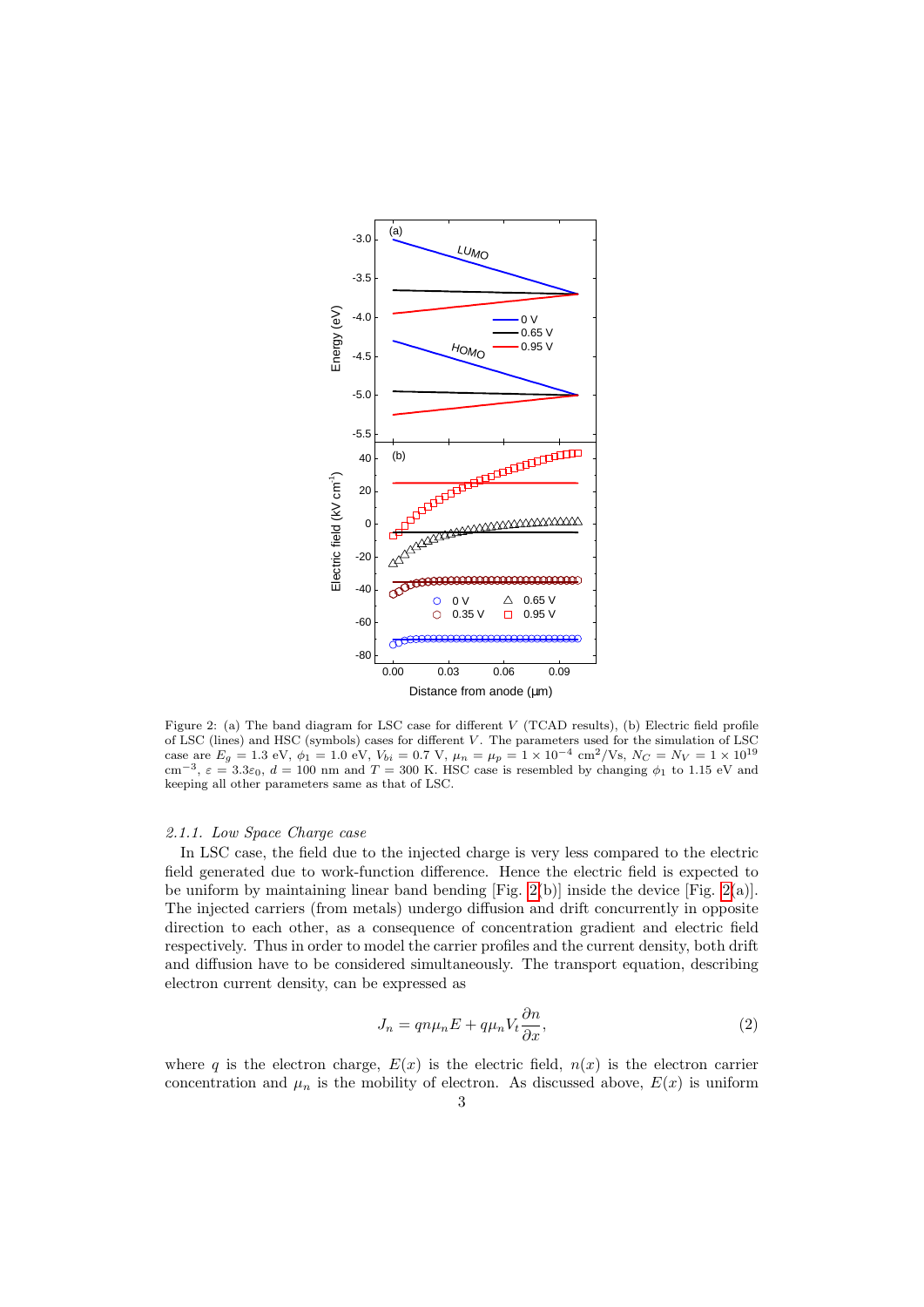Figure 2: (a) The band diagram for LSC case for different $V$ (TCAD results), (b) Electric field profile of LSC (lines) and HSC (symbols) cases for different $V$. The parameters used for the simulation of LSC case are $E_g = 1.3$ eV, $\phi_1 = 1.0$ eV, $V_{bi} = 0.7$ V, $\mu_n = \mu_p = 1 \times 10^{-4}$ cm$^2$/Vs, $N_C = N_V = 1 \times 10^{19}$ cm$^{-3}$, $\varepsilon = 3.3\varepsilon_0$, $d = 100$ nm and $T = 300$ K. HSC case is resembled by changing $\phi_1$ to 1.15 eV and keeping all other parameters same as that of LSC.

#### *2.1.1. Low Space Charge case*

In LSC case, the field due to the injected charge is very less compared to the electric field generated due to work-function difference. Hence the electric field is expected to be uniform by maintaining linear band bending [Fig. 2(b)] inside the device [Fig. 2(a)]. The injected carriers (from metals) undergo diffusion and drift concurrently in opposite direction to each other, as a consequence of concentration gradient and electric field respectively. Thus in order to model the carrier profiles and the current density, both drift and diffusion have to be considered simultaneously. The transport equation, describing electron current density, can be expressed as

$$J_n = qn\mu_n E + q\mu_n V_t \frac{\partial n}{\partial x}, \tag{2}$$

where $q$ is the electron charge, $E(x)$ is the electric field, $n(x)$ is the electron carrier concentration and $\mu_n$ is the mobility of electron. As discussed above, $E(x)$ is uniform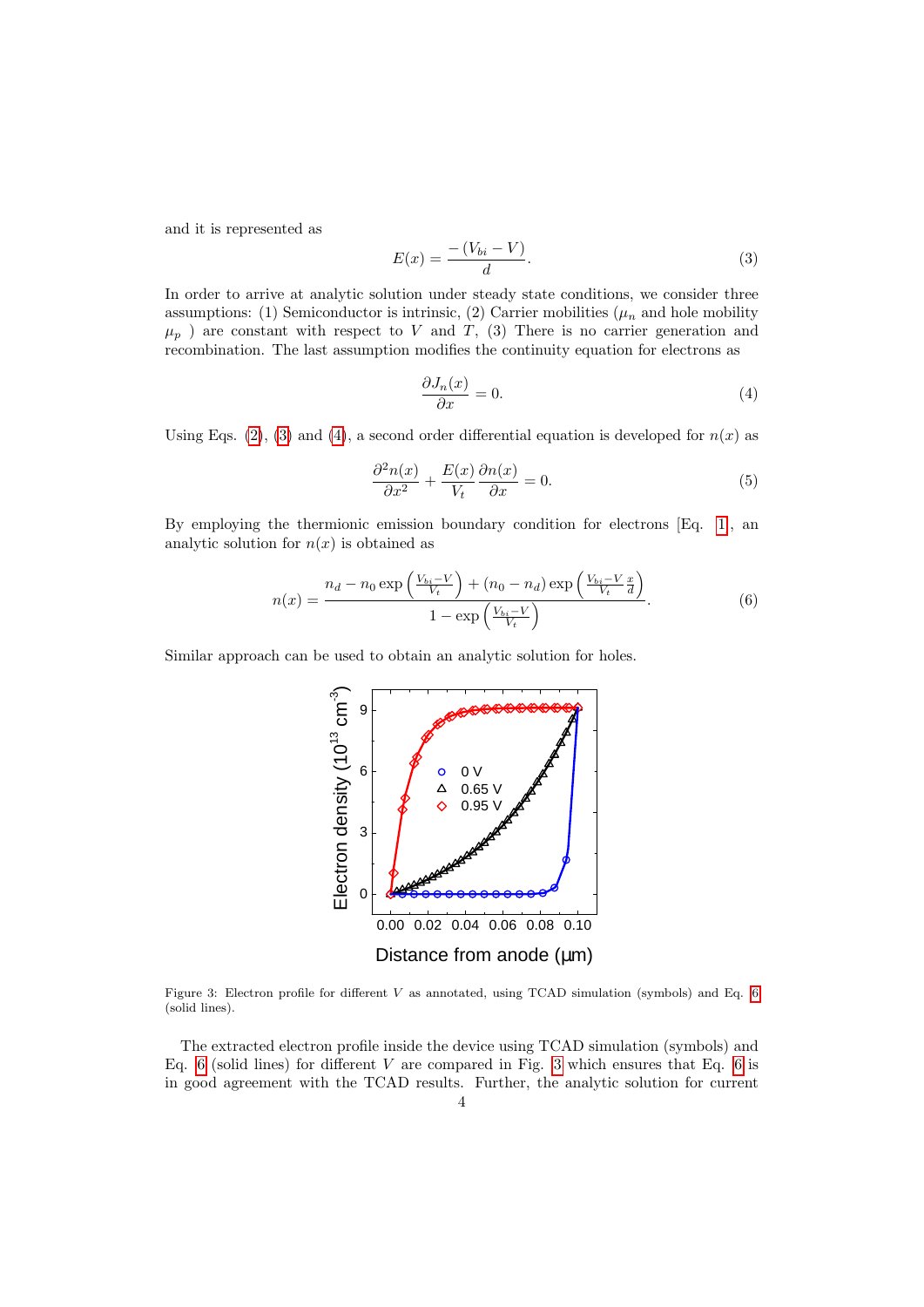and it is represented as

$$E(x) = \frac{-(V_{bi} - V)}{d}. \tag{3}$$

In order to arrive at analytic solution under steady state conditions, we consider three assumptions: (1) Semiconductor is intrinsic, (2) Carrier mobilities ($\mu_n$ and hole mobility $\mu_p$ ) are constant with respect to $V$ and $T$, (3) There is no carrier generation and recombination. The last assumption modifies the continuity equation for electrons as

$$\frac{\partial J_n(x)}{\partial x} = 0. \tag{4}$$

Using Eqs. (2), (3) and (4), a second order differential equation is developed for $n(x)$ as

$$\frac{\partial^2 n(x)}{\partial x^2} + \frac{E(x)}{V_t}\frac{\partial n(x)}{\partial x} = 0. \tag{5}$$

By employing the thermionic emission boundary condition for electrons [Eq. 1, an analytic solution for $n(x)$ is obtained as

$$n(x) = \frac{n_d - n_0 \exp\left(\frac{V_{bi}-V}{V_t}\right) + (n_0 - n_d)\exp\left(\frac{V_{bi}-V}{V_t}\frac{x}{d}\right)}{1 - \exp\left(\frac{V_{bi}-V}{V_t}\right)}. \tag{6}$$

Similar approach can be used to obtain an analytic solution for holes.

Figure 3: Electron profile for different $V$ as annotated, using TCAD simulation (symbols) and Eq. 6 (solid lines).

The extracted electron profile inside the device using TCAD simulation (symbols) and Eq. 6 (solid lines) for different $V$ are compared in Fig. 3 which ensures that Eq. 6 is in good agreement with the TCAD results. Further, the analytic solution for current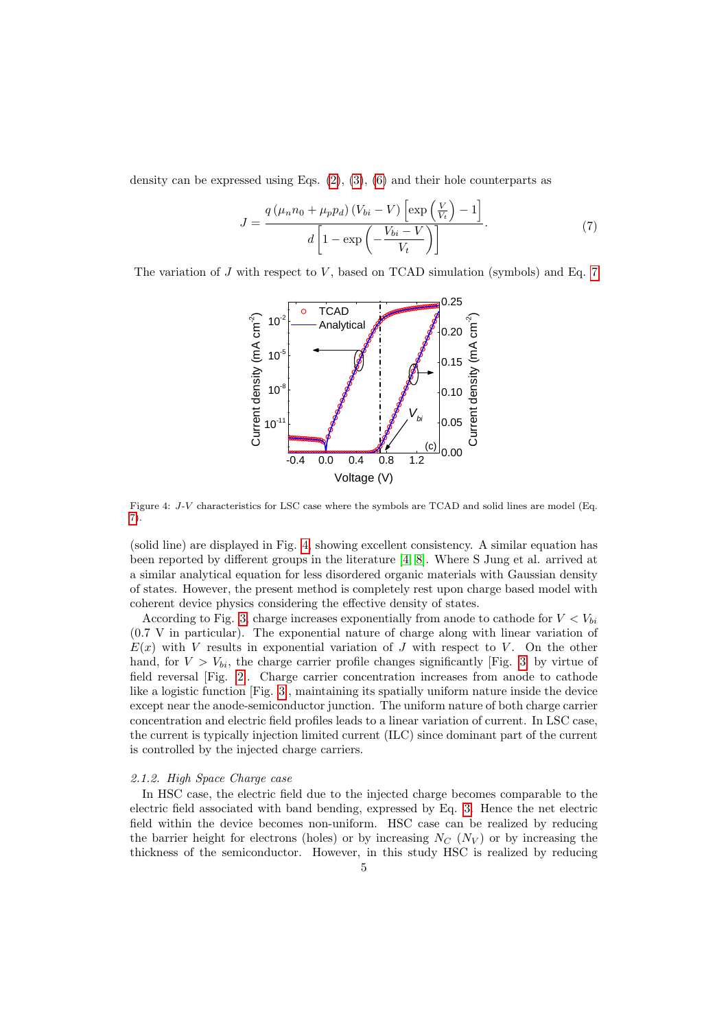density can be expressed using Eqs. (2), (3), (6) and their hole counterparts as

$$J = \frac{q\left(\mu_n n_0 + \mu_p p_d\right)\left(V_{bi} - V\right)\left[\exp\left(\frac{V}{V_t}\right) - 1\right]}{d\left[1 - \exp\left(-\dfrac{V_{bi} - V}{V_t}\right)\right]}. \tag{7}$$

The variation of $J$ with respect to $V$, based on TCAD simulation (symbols) and Eq. 7

Figure 4: $J$-$V$ characteristics for LSC case where the symbols are TCAD and solid lines are model (Eq. 7).

(solid line) are displayed in Fig. 4 showing excellent consistency. A similar equation has been reported by different groups in the literature [4, 8]. Where S Jung et al. arrived at a similar analytical equation for less disordered organic materials with Gaussian density of states. However, the present method is completely rest upon charge based model with coherent device physics considering the effective density of states.

According to Fig. 3, charge increases exponentially from anode to cathode for $V < V_{bi}$ (0.7 V in particular). The exponential nature of charge along with linear variation of $E(x)$ with $V$ results in exponential variation of $J$ with respect to $V$. On the other hand, for $V > V_{bi}$, the charge carrier profile changes significantly [Fig. 3] by virtue of field reversal [Fig. 2]. Charge carrier concentration increases from anode to cathode like a logistic function [Fig. 3], maintaining its spatially uniform nature inside the device except near the anode-semiconductor junction. The uniform nature of both charge carrier concentration and electric field profiles leads to a linear variation of current. In LSC case, the current is typically injection limited current (ILC) since dominant part of the current is controlled by the injected charge carriers.

### *2.1.2. High Space Charge case*

In HSC case, the electric field due to the injected charge becomes comparable to the electric field associated with band bending, expressed by Eq. 3. Hence the net electric field within the device becomes non-uniform. HSC case can be realized by reducing the barrier height for electrons (holes) or by increasing $N_C$ ($N_V$) or by increasing the thickness of the semiconductor. However, in this study HSC is realized by reducing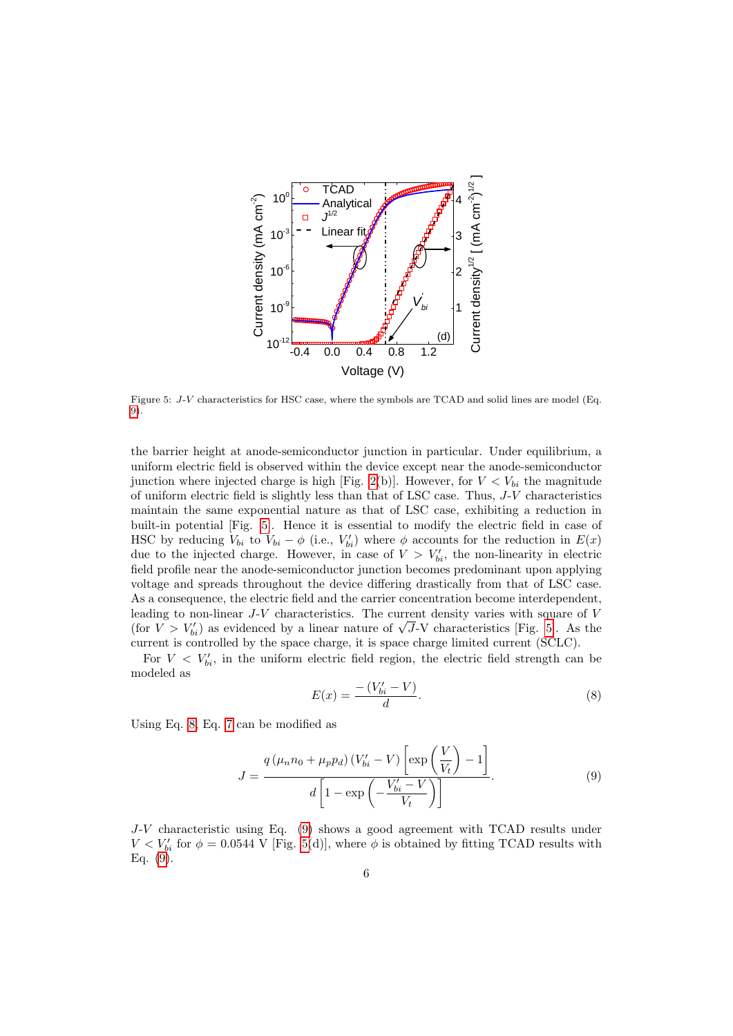Figure 5: $J$-$V$ characteristics for HSC case, where the symbols are TCAD and solid lines are model (Eq. 9).

the barrier height at anode-semiconductor junction in particular. Under equilibrium, a uniform electric field is observed within the device except near the anode-semiconductor junction where injected charge is high [Fig. 2(b)]. However, for $V < V_{bi}$ the magnitude of uniform electric field is slightly less than that of LSC case. Thus, $J$-$V$ characteristics maintain the same exponential nature as that of LSC case, exhibiting a reduction in built-in potential [Fig. 5]. Hence it is essential to modify the electric field in case of HSC by reducing $V_{bi}$ to $V_{bi} - \phi$ (i.e., $V'_{bi}$) where $\phi$ accounts for the reduction in $E(x)$ due to the injected charge. However, in case of $V > V'_{bi}$, the non-linearity in electric field profile near the anode-semiconductor junction becomes predominant upon applying voltage and spreads throughout the device differing drastically from that of LSC case. As a consequence, the electric field and the carrier concentration become interdependent, leading to non-linear $J$-$V$ characteristics. The current density varies with square of $V$ (for $V > V'_{bi}$) as evidenced by a linear nature of $\sqrt{J}$-V characteristics [Fig. 5]. As the current is controlled by the space charge, it is space charge limited current (SCLC).

For $V < V'_{bi}$, in the uniform electric field region, the electric field strength can be modeled as

$$E(x) = \frac{-\left(V'_{bi} - V\right)}{d}. \tag{8}$$

Using Eq. 8, Eq. 7 can be modified as

$$J = \frac{q\left(\mu_n n_0 + \mu_p p_d\right)\left(V'_{bi} - V\right)\left[\exp\left(\frac{V}{V_t}\right) - 1\right]}{d\left[1 - \exp\left(-\frac{V'_{bi} - V}{V_t}\right)\right]}. \tag{9}$$

$J$-$V$ characteristic using Eq. (9) shows a good agreement with TCAD results under $V < V'_{bi}$ for $\phi = 0.0544$ V [Fig. 5(d)], where $\phi$ is obtained by fitting TCAD results with Eq. (9).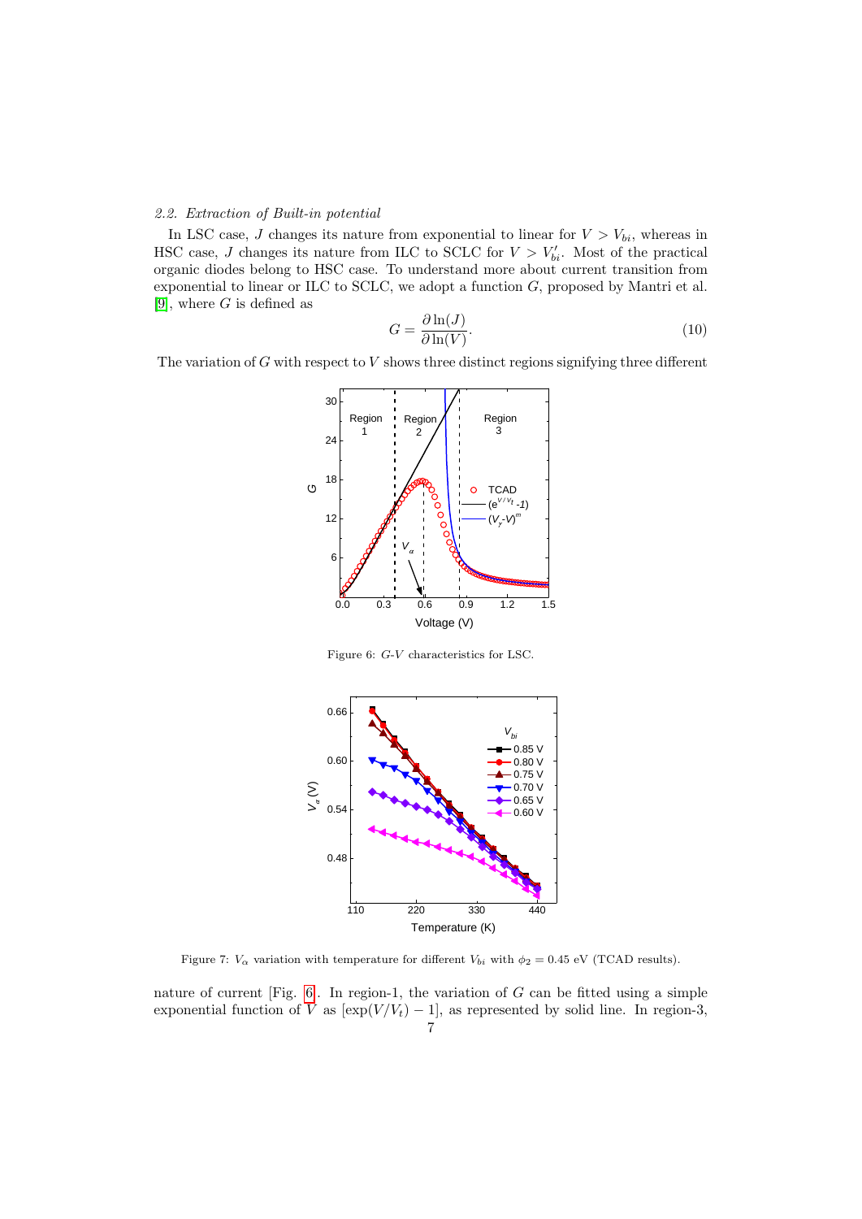### 2.2. Extraction of Built-in potential

In LSC case, $J$ changes its nature from exponential to linear for $V > V_{bi}$, whereas in HSC case, $J$ changes its nature from ILC to SCLC for $V > V'_{bi}$. Most of the practical organic diodes belong to HSC case. To understand more about current transition from exponential to linear or ILC to SCLC, we adopt a function $G$, proposed by Mantri et al. [9], where $G$ is defined as

$$G = \frac{\partial \ln(J)}{\partial \ln(V)}. \tag{10}$$

The variation of $G$ with respect to $V$ shows three distinct regions signifying three different

Figure 6: $G$-$V$ characteristics for LSC.

Figure 7: $V_\alpha$ variation with temperature for different $V_{bi}$ with $\phi_2 = 0.45$ eV (TCAD results).

nature of current [Fig. 6]. In region-1, the variation of $G$ can be fitted using a simple exponential function of $V$ as $[\exp(V/V_t) - 1]$, as represented by solid line. In region-3,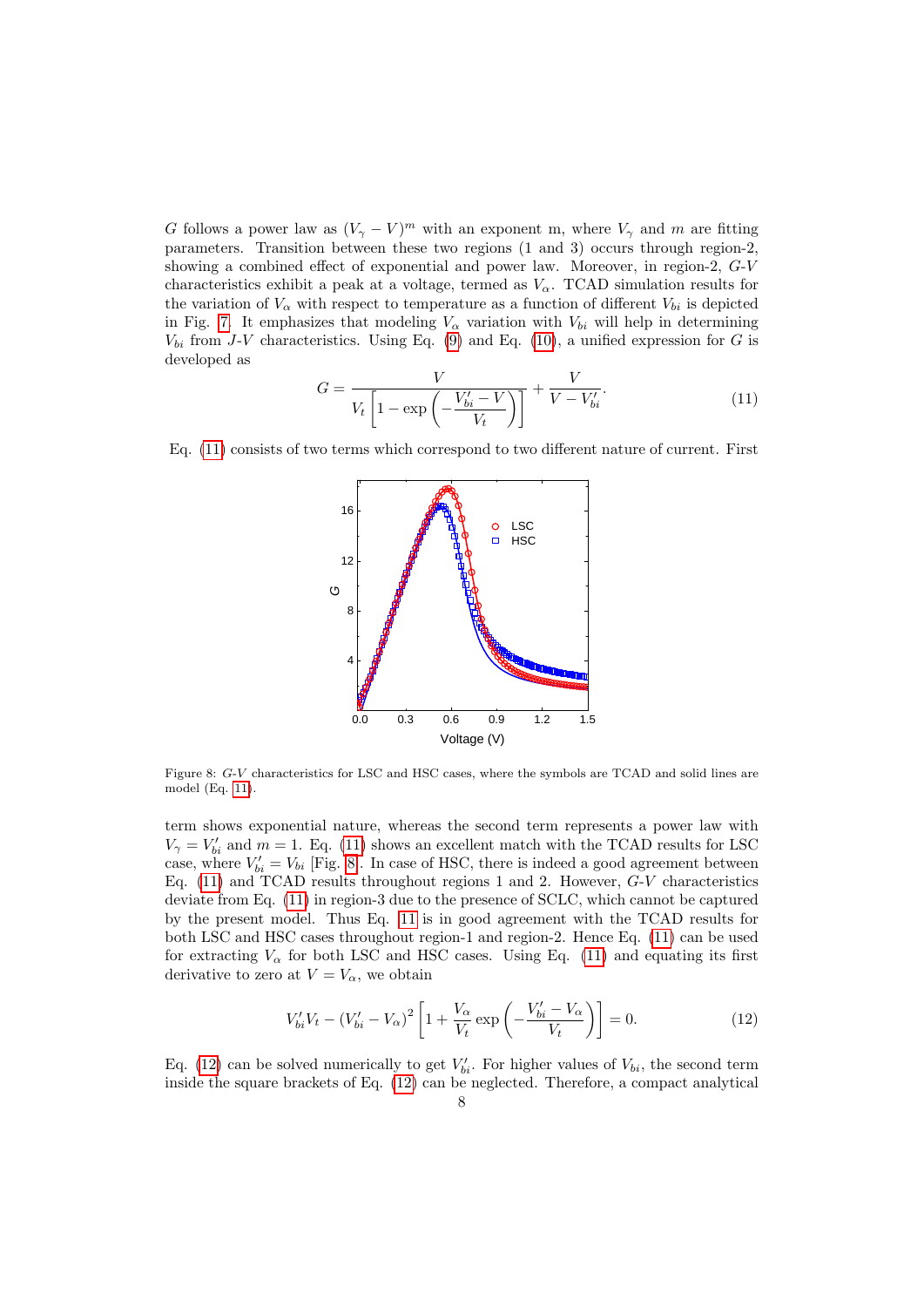$G$ follows a power law as $(V_\gamma - V)^m$ with an exponent m, where $V_\gamma$ and $m$ are fitting parameters. Transition between these two regions (1 and 3) occurs through region-2, showing a combined effect of exponential and power law. Moreover, in region-2, $G$-$V$ characteristics exhibit a peak at a voltage, termed as $V_\alpha$. TCAD simulation results for the variation of $V_\alpha$ with respect to temperature as a function of different $V_{bi}$ is depicted in Fig. 7. It emphasizes that modeling $V_\alpha$ variation with $V_{bi}$ will help in determining $V_{bi}$ from $J$-$V$ characteristics. Using Eq. (9) and Eq. (10), a unified expression for $G$ is developed as

$$G = \frac{V}{V_t\left[1 - \exp\left(-\dfrac{V_{bi}' - V}{V_t}\right)\right]} + \frac{V}{V - V_{bi}'}. \tag{11}$$

Eq. (11) consists of two terms which correspond to two different nature of current. First

Figure 8: $G$-$V$ characteristics for LSC and HSC cases, where the symbols are TCAD and solid lines are model (Eq. 11).

term shows exponential nature, whereas the second term represents a power law with $V_\gamma = V_{bi}'$ and $m = 1$. Eq. (11) shows an excellent match with the TCAD results for LSC case, where $V_{bi}' = V_{bi}$ [Fig. 8]. In case of HSC, there is indeed a good agreement between Eq. (11) and TCAD results throughout regions 1 and 2. However, $G$-$V$ characteristics deviate from Eq. (11) in region-3 due to the presence of SCLC, which cannot be captured by the present model. Thus Eq. 11 is in good agreement with the TCAD results for both LSC and HSC cases throughout region-1 and region-2. Hence Eq. (11) can be used for extracting $V_\alpha$ for both LSC and HSC cases. Using Eq. (11) and equating its first derivative to zero at $V = V_\alpha$, we obtain

$$V_{bi}'V_t - (V_{bi}' - V_\alpha)^2\left[1 + \frac{V_\alpha}{V_t}\exp\left(-\frac{V_{bi}' - V_\alpha}{V_t}\right)\right] = 0. \tag{12}$$

Eq. (12) can be solved numerically to get $V_{bi}'$. For higher values of $V_{bi}$, the second term inside the square brackets of Eq. (12) can be neglected. Therefore, a compact analytical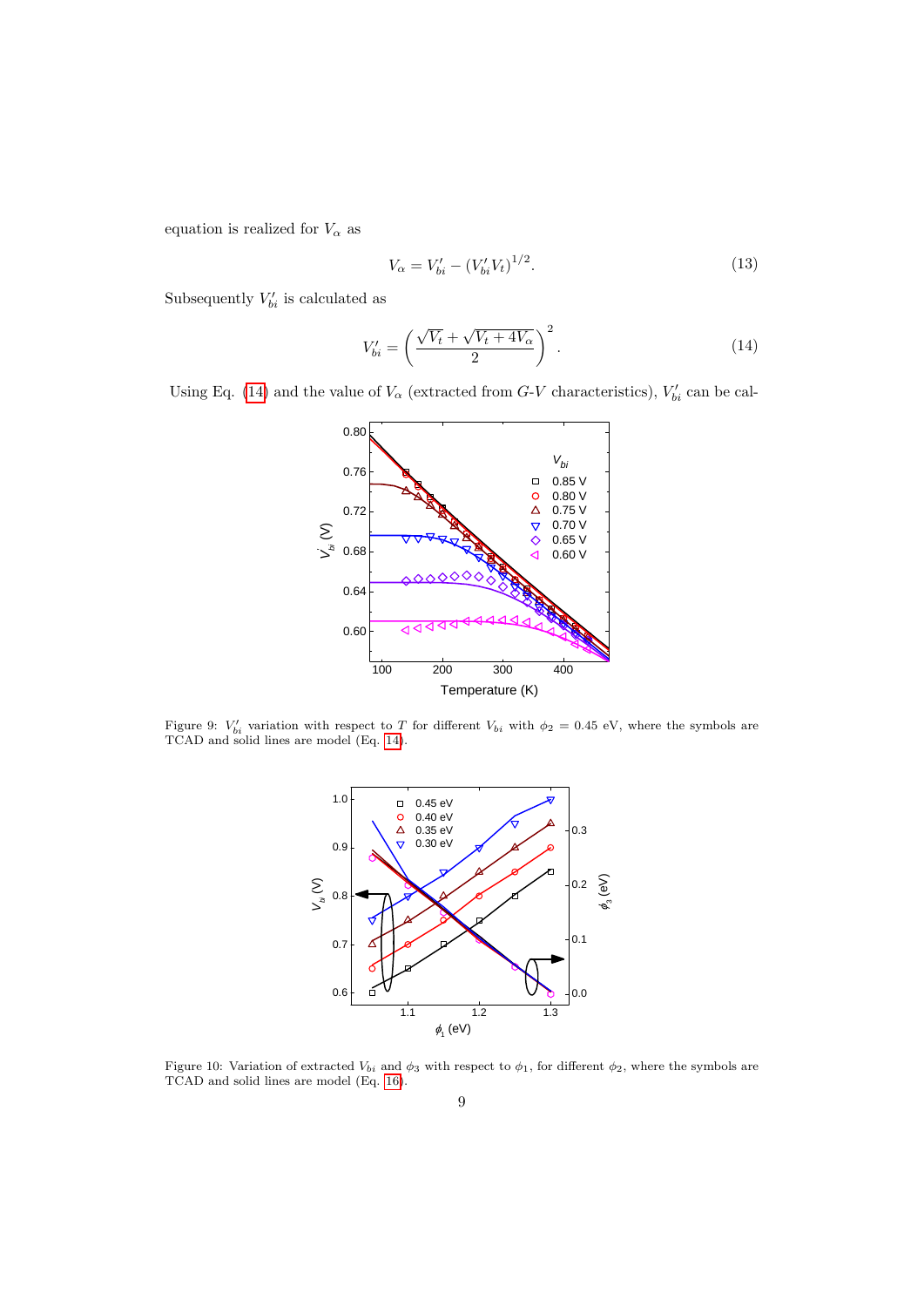equation is realized for $V_\alpha$ as

$$V_\alpha = V'_{bi} - (V'_{bi} V_t)^{1/2}. \tag{13}$$

Subsequently $V'_{bi}$ is calculated as

$$V'_{bi} = \left( \frac{\sqrt{V_t} + \sqrt{V_t + 4V_\alpha}}{2} \right)^2. \tag{14}$$

Using Eq. (14) and the value of $V_\alpha$ (extracted from $G$-$V$ characteristics), $V'_{bi}$ can be cal-

Figure 9: $V'_{bi}$ variation with respect to $T$ for different $V_{bi}$ with $\phi_2 = 0.45$ eV, where the symbols are TCAD and solid lines are model (Eq. 14).

Figure 10: Variation of extracted $V_{bi}$ and $\phi_3$ with respect to $\phi_1$, for different $\phi_2$, where the symbols are TCAD and solid lines are model (Eq. 16).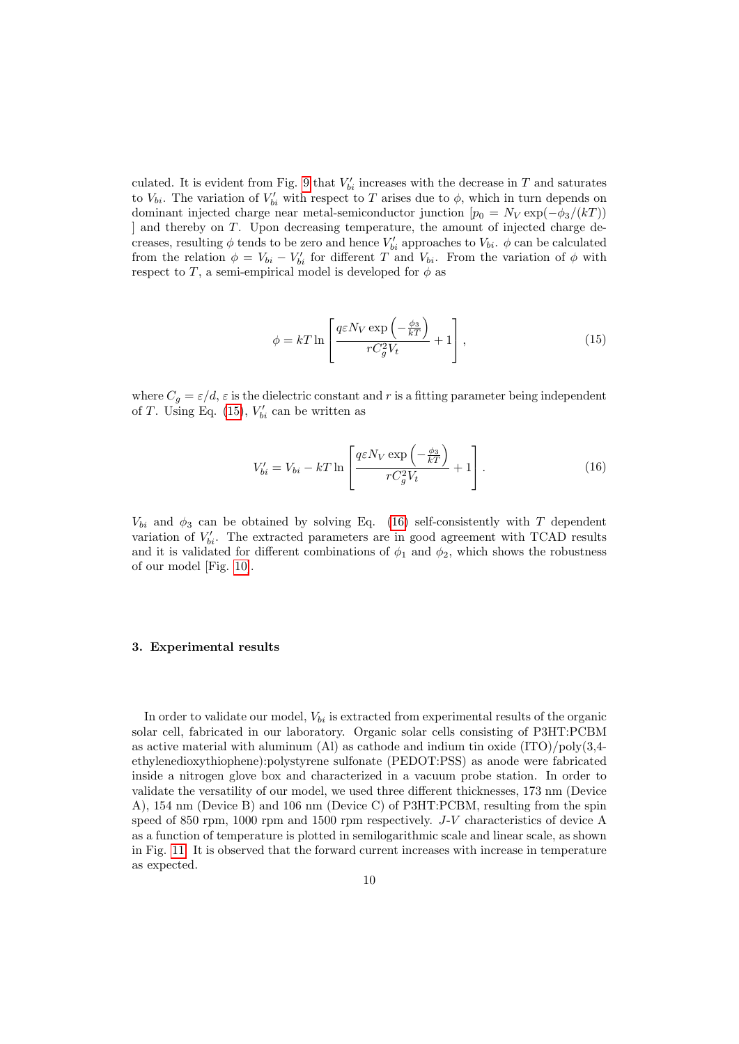culated. It is evident from Fig. 9 that $V'_{bi}$ increases with the decrease in $T$ and saturates to $V_{bi}$. The variation of $V'_{bi}$ with respect to $T$ arises due to $\phi$, which in turn depends on dominant injected charge near metal-semiconductor junction [$p_0 = N_V \exp(-\phi_3/(kT))$ ] and thereby on $T$. Upon decreasing temperature, the amount of injected charge decreases, resulting $\phi$ tends to be zero and hence $V'_{bi}$ approaches to $V_{bi}$. $\phi$ can be calculated from the relation $\phi = V_{bi} - V'_{bi}$ for different $T$ and $V_{bi}$. From the variation of $\phi$ with respect to $T$, a semi-empirical model is developed for $\phi$ as

$$\phi = kT \ln \left[ \frac{q\varepsilon N_V \exp\left(-\frac{\phi_3}{kT}\right)}{rC_g^2 V_t} + 1 \right], \tag{15}$$

where $C_g = \varepsilon/d$, $\varepsilon$ is the dielectric constant and $r$ is a fitting parameter being independent of $T$. Using Eq. (15), $V'_{bi}$ can be written as

$$V'_{bi} = V_{bi} - kT \ln \left[ \frac{q\varepsilon N_V \exp\left(-\frac{\phi_3}{kT}\right)}{rC_g^2 V_t} + 1 \right]. \tag{16}$$

$V_{bi}$ and $\phi_3$ can be obtained by solving Eq. (16) self-consistently with $T$ dependent variation of $V'_{bi}$. The extracted parameters are in good agreement with TCAD results and it is validated for different combinations of $\phi_1$ and $\phi_2$, which shows the robustness of our model [Fig. 10].

## 3. Experimental results

In order to validate our model, $V_{bi}$ is extracted from experimental results of the organic solar cell, fabricated in our laboratory. Organic solar cells consisting of P3HT:PCBM as active material with aluminum (Al) as cathode and indium tin oxide (ITO)/poly(3,4-ethylenedioxythiophene):polystyrene sulfonate (PEDOT:PSS) as anode were fabricated inside a nitrogen glove box and characterized in a vacuum probe station. In order to validate the versatility of our model, we used three different thicknesses, 173 nm (Device A), 154 nm (Device B) and 106 nm (Device C) of P3HT:PCBM, resulting from the spin speed of 850 rpm, 1000 rpm and 1500 rpm respectively. *J-V* characteristics of device A as a function of temperature is plotted in semilogarithmic scale and linear scale, as shown in Fig. 11. It is observed that the forward current increases with increase in temperature as expected.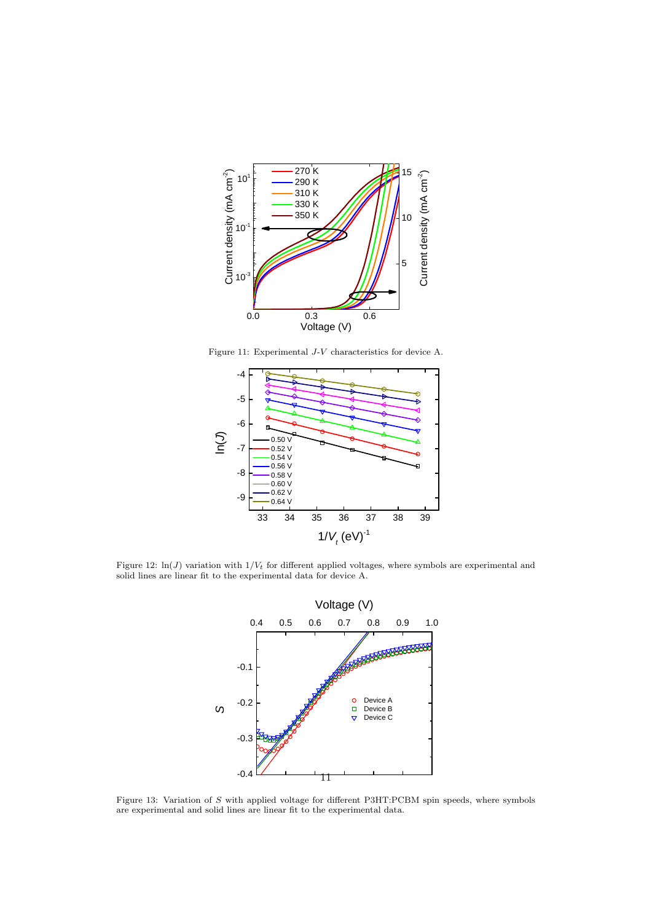Figure 11: Experimental $J$-$V$ characteristics for device A.

Figure 12: $\ln(J)$ variation with $1/V_t$ for different applied voltages, where symbols are experimental and solid lines are linear fit to the experimental data for device A.

Figure 13: Variation of $S$ with applied voltage for different P3HT:PCBM spin speeds, where symbols are experimental and solid lines are linear fit to the experimental data.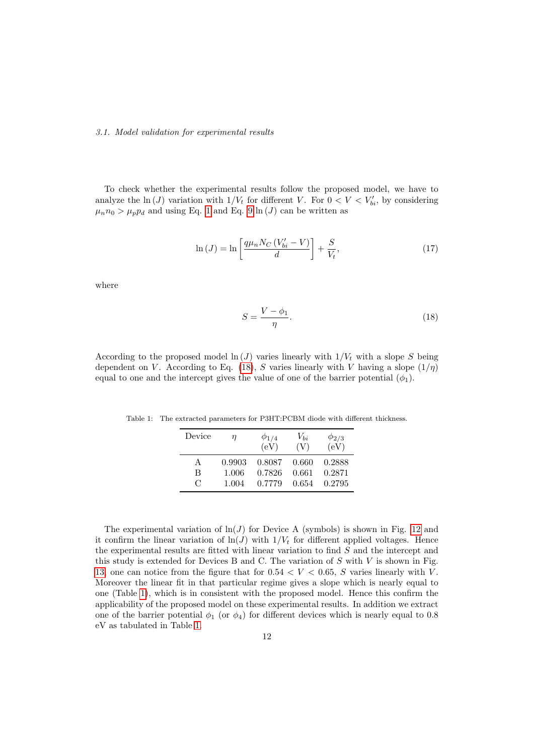*3.1. Model validation for experimental results*

To check whether the experimental results follow the proposed model, we have to analyze the $\ln(J)$ variation with $1/V_t$ for different $V$. For $0 < V < V'_{bi}$, by considering $\mu_n n_0 > \mu_p p_d$ and using Eq. 1 and Eq. 9 $\ln(J)$ can be written as

$$\ln(J) = \ln\left[\frac{q\mu_n N_C \left(V'_{bi} - V\right)}{d}\right] + \frac{S}{V_t}, \tag{17}$$

where

$$S = \frac{V - \phi_1}{\eta}. \tag{18}$$

According to the proposed model $\ln(J)$ varies linearly with $1/V_t$ with a slope $S$ being dependent on $V$. According to Eq. (18), $S$ varies linearly with $V$ having a slope $(1/\eta)$ equal to one and the intercept gives the value of one of the barrier potential ($\phi_1$).

Table 1: The extracted parameters for P3HT:PCBM diode with different thickness.

| Device | $\eta$ | $\phi_{1/4}$ (eV) | $V_{bi}$ (V) | $\phi_{2/3}$ (eV) |
|---|---|---|---|---|
| A | 0.9903 | 0.8087 | 0.660 | 0.2888 |
| B | 1.006 | 0.7826 | 0.661 | 0.2871 |
| C | 1.004 | 0.7779 | 0.654 | 0.2795 |

The experimental variation of $\ln(J)$ for Device A (symbols) is shown in Fig. 12 and it confirm the linear variation of $\ln(J)$ with $1/V_t$ for different applied voltages. Hence the experimental results are fitted with linear variation to find $S$ and the intercept and this study is extended for Devices B and C. The variation of $S$ with $V$ is shown in Fig. 13, one can notice from the figure that for $0.54 < V < 0.65$, $S$ varies linearly with $V$. Moreover the linear fit in that particular regime gives a slope which is nearly equal to one (Table 1), which is in consistent with the proposed model. Hence this confirm the applicability of the proposed model on these experimental results. In addition we extract one of the barrier potential $\phi_1$ (or $\phi_4$) for different devices which is nearly equal to 0.8 eV as tabulated in Table 1.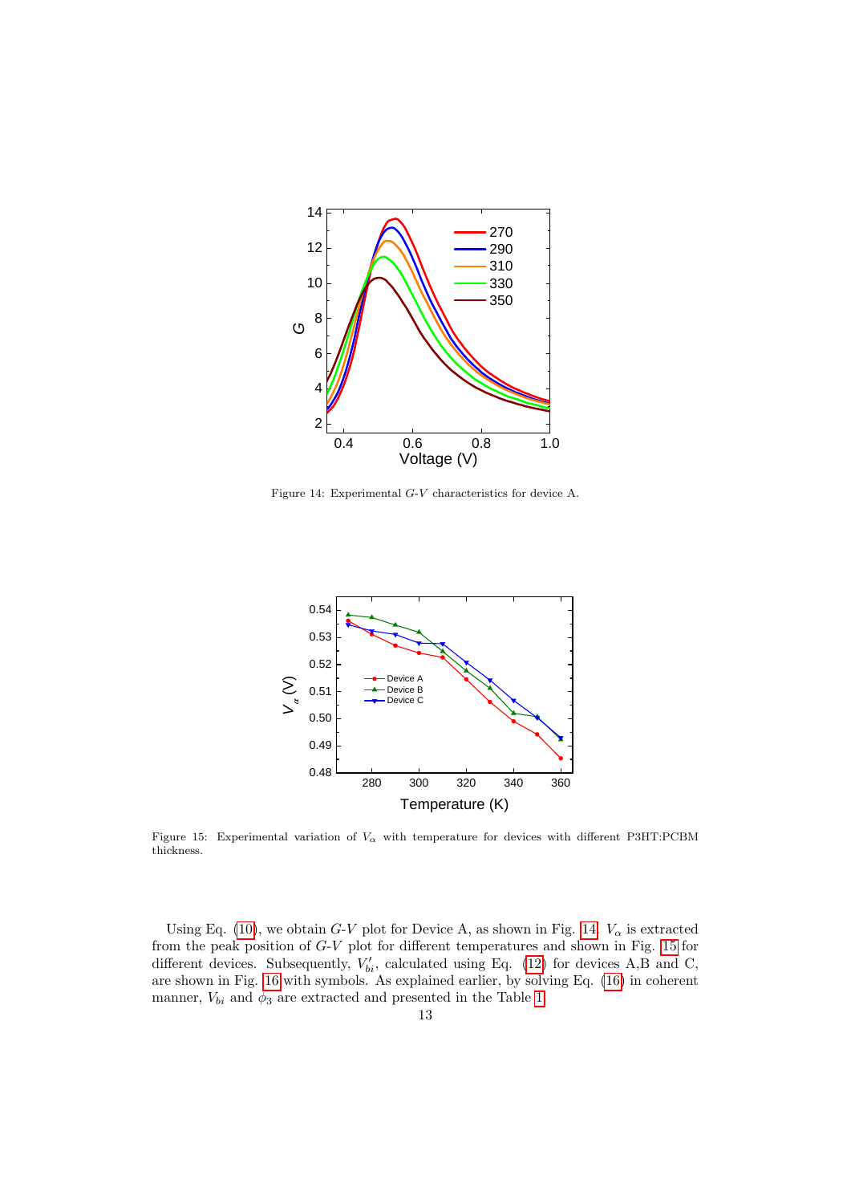Figure 14: Experimental $G$-$V$ characteristics for device A.

Figure 15: Experimental variation of $V_\alpha$ with temperature for devices with different P3HT:PCBM thickness.

Using Eq. (10), we obtain $G$-$V$ plot for Device A, as shown in Fig. 14. $V_\alpha$ is extracted from the peak position of $G$-$V$ plot for different temperatures and shown in Fig. 15 for different devices. Subsequently, $V'_{bi}$, calculated using Eq. (12) for devices A,B and C, are shown in Fig. 16 with symbols. As explained earlier, by solving Eq. (16) in coherent manner, $V_{bi}$ and $\phi_3$ are extracted and presented in the Table 1.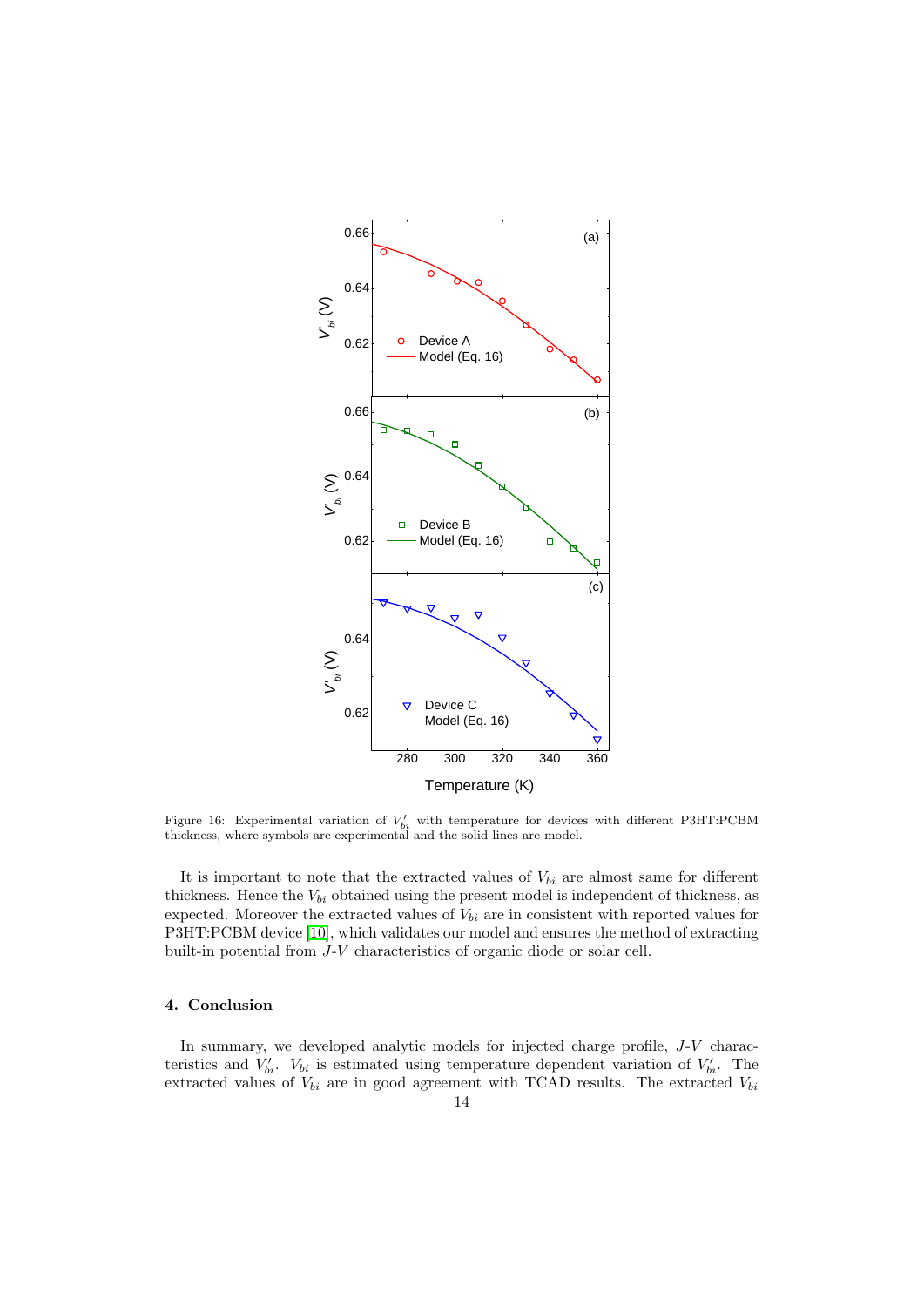Figure 16: Experimental variation of $V'_{bi}$ with temperature for devices with different P3HT:PCBM thickness, where symbols are experimental and the solid lines are model.

It is important to note that the extracted values of $V_{bi}$ are almost same for different thickness. Hence the $V_{bi}$ obtained using the present model is independent of thickness, as expected. Moreover the extracted values of $V_{bi}$ are in consistent with reported values for P3HT:PCBM device [10], which validates our model and ensures the method of extracting built-in potential from $J$-$V$ characteristics of organic diode or solar cell.

## 4. Conclusion

In summary, we developed analytic models for injected charge profile, $J$-$V$ characteristics and $V'_{bi}$. $V_{bi}$ is estimated using temperature dependent variation of $V'_{bi}$. The extracted values of $V_{bi}$ are in good agreement with TCAD results. The extracted $V_{bi}$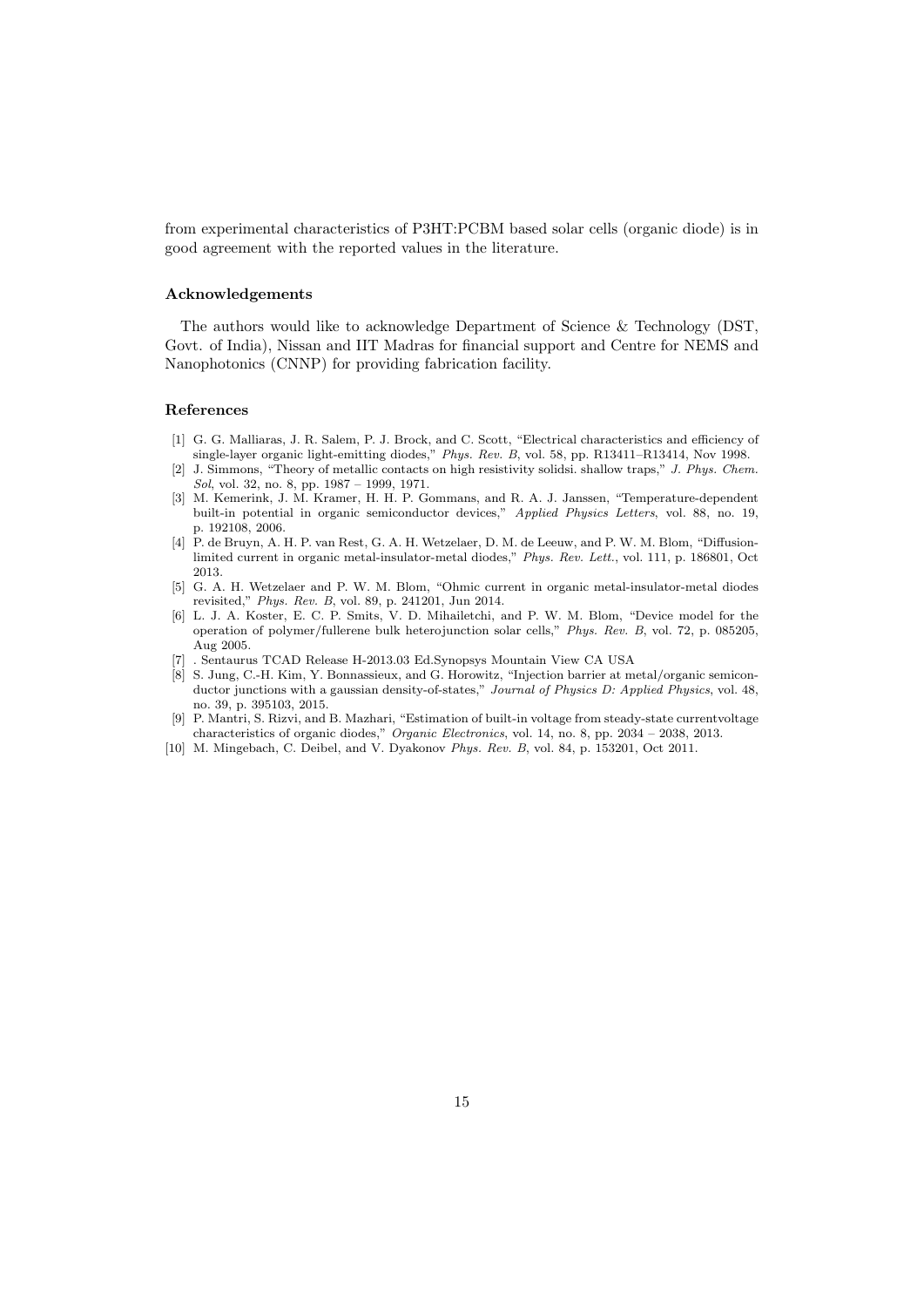from experimental characteristics of P3HT:PCBM based solar cells (organic diode) is in good agreement with the reported values in the literature.

### Acknowledgements

The authors would like to acknowledge Department of Science & Technology (DST, Govt. of India), Nissan and IIT Madras for financial support and Centre for NEMS and Nanophotonics (CNNP) for providing fabrication facility.

### References

[1] G. G. Malliaras, J. R. Salem, P. J. Brock, and C. Scott, "Electrical characteristics and efficiency of single-layer organic light-emitting diodes," *Phys. Rev. B*, vol. 58, pp. R13411–R13414, Nov 1998.

[2] J. Simmons, "Theory of metallic contacts on high resistivity solidsi. shallow traps," *J. Phys. Chem. Sol*, vol. 32, no. 8, pp. 1987 – 1999, 1971.

[3] M. Kemerink, J. M. Kramer, H. H. P. Gommans, and R. A. J. Janssen, "Temperature-dependent built-in potential in organic semiconductor devices," *Applied Physics Letters*, vol. 88, no. 19, p. 192108, 2006.

[4] P. de Bruyn, A. H. P. van Rest, G. A. H. Wetzelaer, D. M. de Leeuw, and P. W. M. Blom, "Diffusion-limited current in organic metal-insulator-metal diodes," *Phys. Rev. Lett.*, vol. 111, p. 186801, Oct 2013.

[5] G. A. H. Wetzelaer and P. W. M. Blom, "Ohmic current in organic metal-insulator-metal diodes revisited," *Phys. Rev. B*, vol. 89, p. 241201, Jun 2014.

[6] L. J. A. Koster, E. C. P. Smits, V. D. Mihailetchi, and P. W. M. Blom, "Device model for the operation of polymer/fullerene bulk heterojunction solar cells," *Phys. Rev. B*, vol. 72, p. 085205, Aug 2005.

[7] . Sentaurus TCAD Release H-2013.03 Ed.Synopsys Mountain View CA USA

[8] S. Jung, C.-H. Kim, Y. Bonnassieux, and G. Horowitz, "Injection barrier at metal/organic semiconductor junctions with a gaussian density-of-states," *Journal of Physics D: Applied Physics*, vol. 48, no. 39, p. 395103, 2015.

[9] P. Mantri, S. Rizvi, and B. Mazhari, "Estimation of built-in voltage from steady-state currentvoltage characteristics of organic diodes," *Organic Electronics*, vol. 14, no. 8, pp. 2034 – 2038, 2013.

[10] M. Mingebach, C. Deibel, and V. Dyakonov *Phys. Rev. B*, vol. 84, p. 153201, Oct 2011.